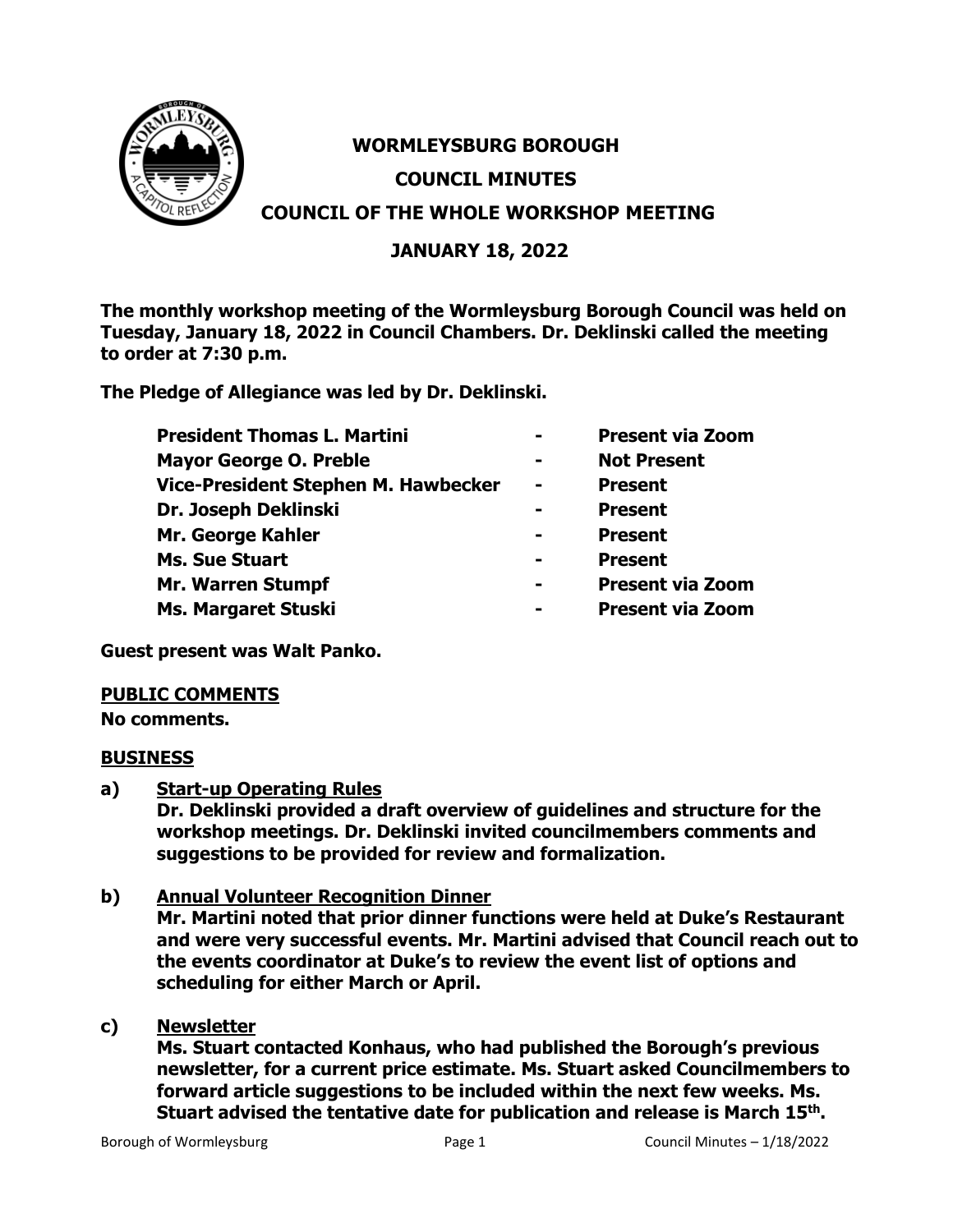# WORMLEYSBURG BOROUGH

## COUNCIL MINUTES

## COUNCIL OF THE WHOLE WORKSHOP MEETING

## JANUARY 18, 2022

**The monthly workshop meeting of the Wormleysburg Borough Council was held on Tuesday, January 18, 2022 in Council Chambers. Dr. Deklinski called the meeting to order at 7:30 p.m.**

**The Pledge of Allegiance was led by Dr. Deklinski.**

| | | |
|---|---|---|
| **President Thomas L. Martini** | **-** | **Present via Zoom** |
| **Mayor George O. Preble** | **-** | **Not Present** |
| **Vice-President Stephen M. Hawbecker** | **-** | **Present** |
| **Dr. Joseph Deklinski** | **-** | **Present** |
| **Mr. George Kahler** | **-** | **Present** |
| **Ms. Sue Stuart** | **-** | **Present** |
| **Mr. Warren Stumpf** | **-** | **Present via Zoom** |
| **Ms. Margaret Stuski** | **-** | **Present via Zoom** |

**Guest present was Walt Panko.**

**PUBLIC COMMENTS**

**No comments.**

**BUSINESS**

**a) Start-up Operating Rules**
**Dr. Deklinski provided a draft overview of guidelines and structure for the workshop meetings. Dr. Deklinski invited councilmembers comments and suggestions to be provided for review and formalization.**

**b) Annual Volunteer Recognition Dinner**
**Mr. Martini noted that prior dinner functions were held at Duke's Restaurant and were very successful events. Mr. Martini advised that Council reach out to the events coordinator at Duke's to review the event list of options and scheduling for either March or April.**

**c) Newsletter**
**Ms. Stuart contacted Konhaus, who had published the Borough's previous newsletter, for a current price estimate. Ms. Stuart asked Councilmembers to forward article suggestions to be included within the next few weeks. Ms. Stuart advised the tentative date for publication and release is March 15th.**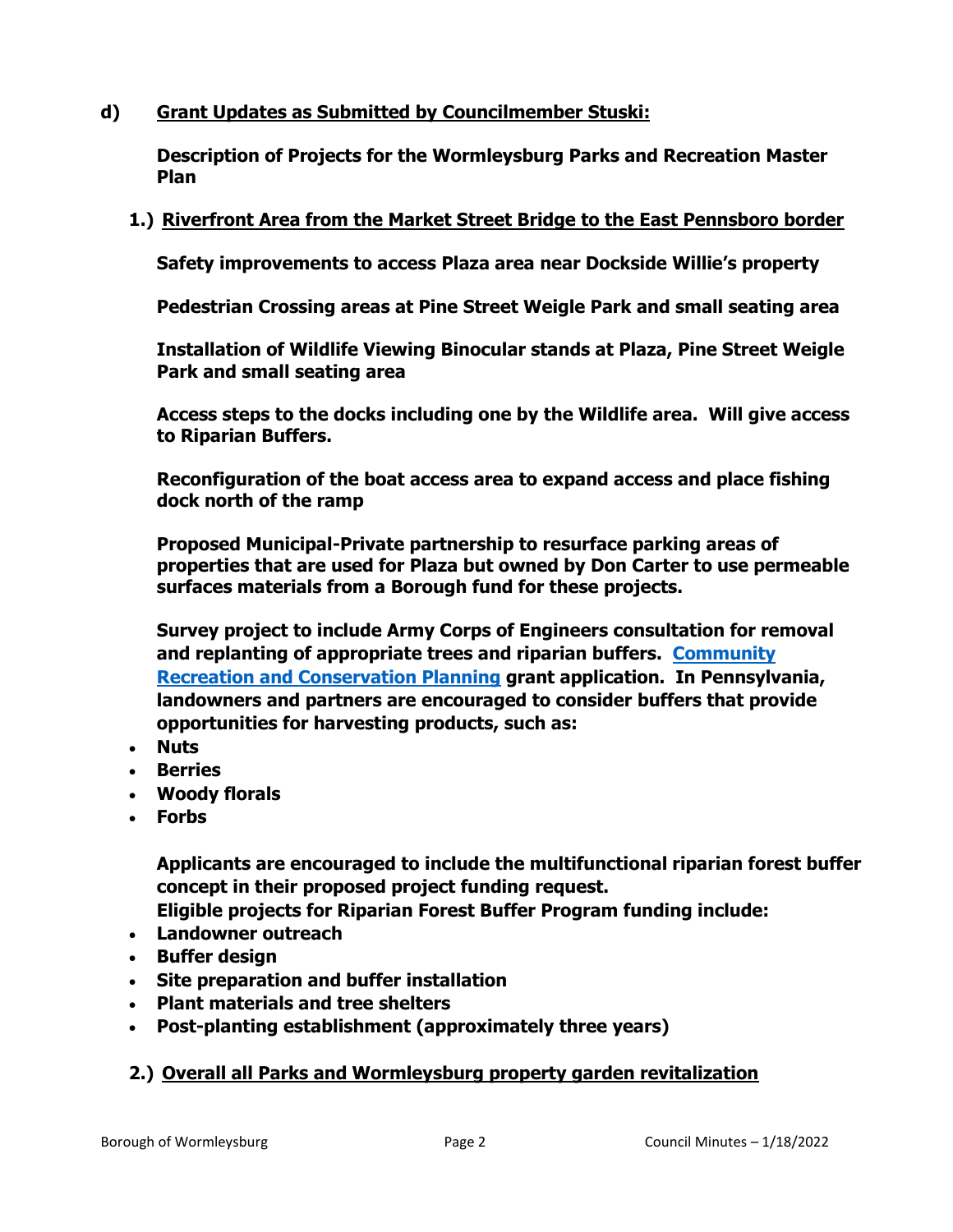**d) Grant Updates as Submitted by Councilmember Stuski:**

**Description of Projects for the Wormleysburg Parks and Recreation Master Plan**

**1.) Riverfront Area from the Market Street Bridge to the East Pennsboro border**

**Safety improvements to access Plaza area near Dockside Willie's property**

**Pedestrian Crossing areas at Pine Street Weigle Park and small seating area**

**Installation of Wildlife Viewing Binocular stands at Plaza, Pine Street Weigle Park and small seating area**

**Access steps to the docks including one by the Wildlife area. Will give access to Riparian Buffers.**

**Reconfiguration of the boat access area to expand access and place fishing dock north of the ramp**

**Proposed Municipal-Private partnership to resurface parking areas of properties that are used for Plaza but owned by Don Carter to use permeable surfaces materials from a Borough fund for these projects.**

**Survey project to include Army Corps of Engineers consultation for removal and replanting of appropriate trees and riparian buffers. Community Recreation and Conservation Planning grant application. In Pennsylvania, landowners and partners are encouraged to consider buffers that provide opportunities for harvesting products, such as:**

- **Nuts**
- **Berries**
- **Woody florals**
- **Forbs**

**Applicants are encouraged to include the multifunctional riparian forest buffer concept in their proposed project funding request.**
**Eligible projects for Riparian Forest Buffer Program funding include:**

- **Landowner outreach**
- **Buffer design**
- **Site preparation and buffer installation**
- **Plant materials and tree shelters**
- **Post-planting establishment (approximately three years)**

**2.) Overall all Parks and Wormleysburg property garden revitalization**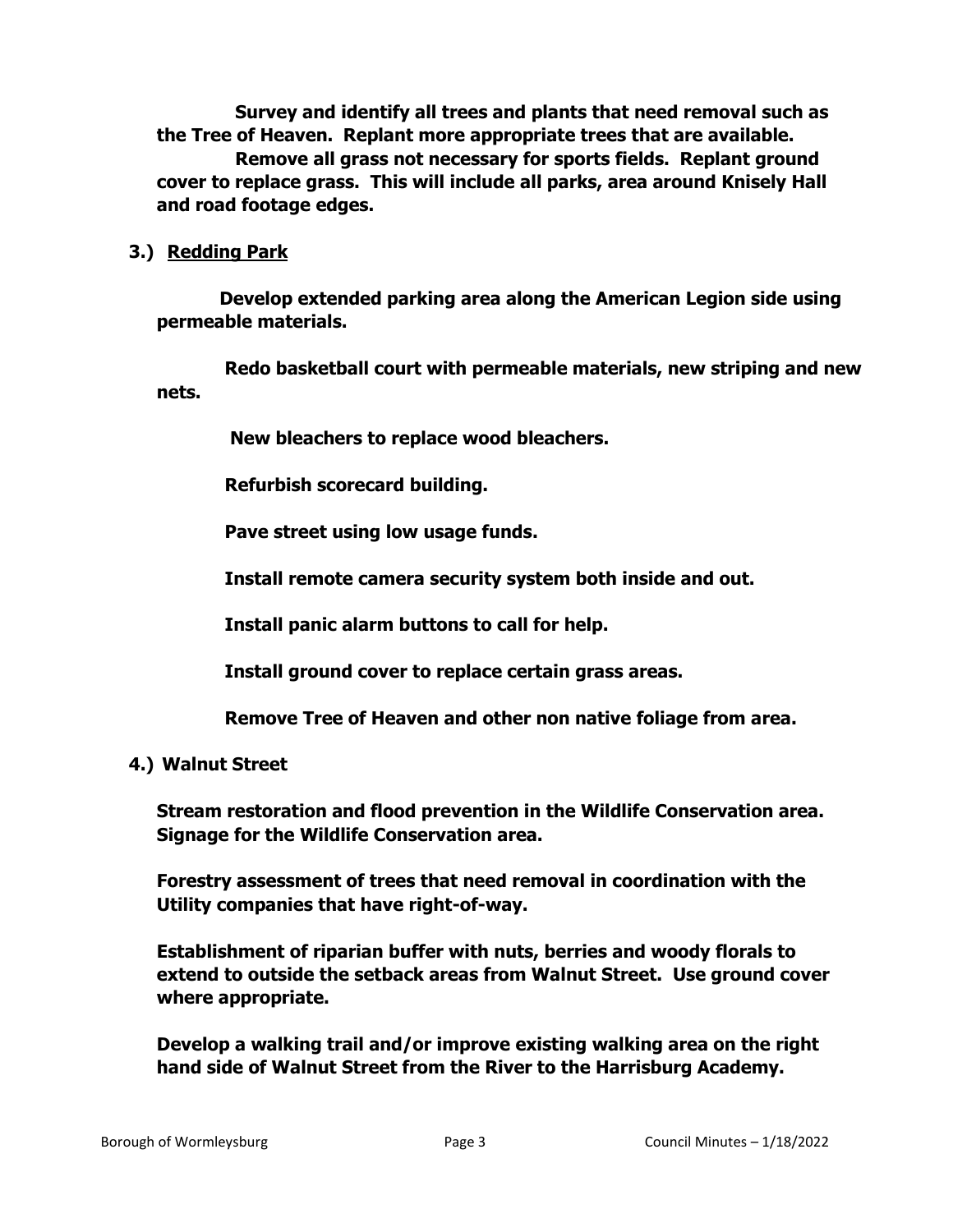**Survey and identify all trees and plants that need removal such as the Tree of Heaven. Replant more appropriate trees that are available.**

**Remove all grass not necessary for sports fields. Replant ground cover to replace grass. This will include all parks, area around Knisely Hall and road footage edges.**

**3.) <u>Redding Park</u>**

**Develop extended parking area along the American Legion side using permeable materials.**

**Redo basketball court with permeable materials, new striping and new nets.**

**New bleachers to replace wood bleachers.**

**Refurbish scorecard building.**

**Pave street using low usage funds.**

**Install remote camera security system both inside and out.**

**Install panic alarm buttons to call for help.**

**Install ground cover to replace certain grass areas.**

**Remove Tree of Heaven and other non native foliage from area.**

**4.) Walnut Street**

**Stream restoration and flood prevention in the Wildlife Conservation area. Signage for the Wildlife Conservation area.**

**Forestry assessment of trees that need removal in coordination with the Utility companies that have right-of-way.**

**Establishment of riparian buffer with nuts, berries and woody florals to extend to outside the setback areas from Walnut Street. Use ground cover where appropriate.**

**Develop a walking trail and/or improve existing walking area on the right hand side of Walnut Street from the River to the Harrisburg Academy.**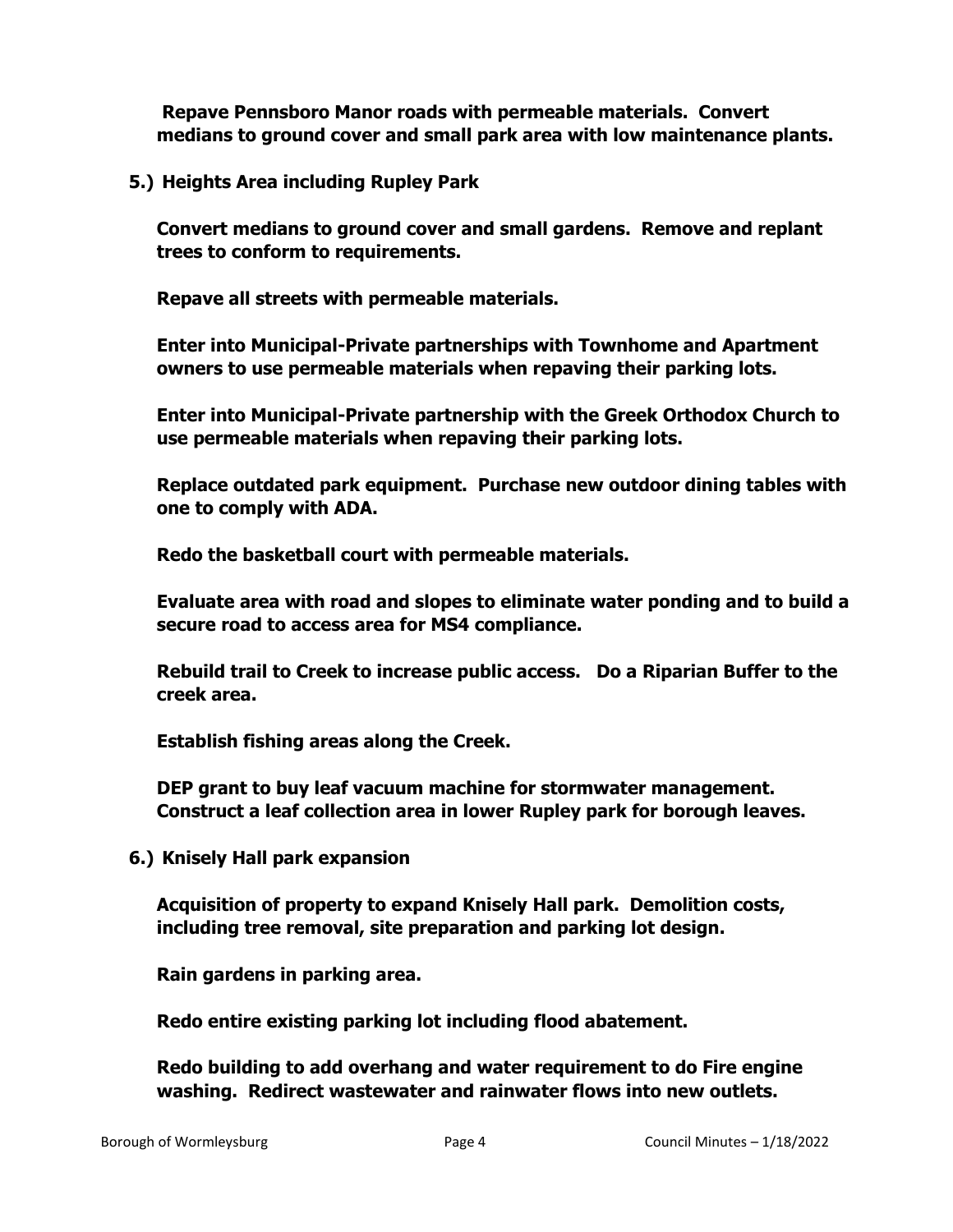**Repave Pennsboro Manor roads with permeable materials. Convert medians to ground cover and small park area with low maintenance plants.**

**5.) Heights Area including Rupley Park**

**Convert medians to ground cover and small gardens. Remove and replant trees to conform to requirements.**

**Repave all streets with permeable materials.**

**Enter into Municipal-Private partnerships with Townhome and Apartment owners to use permeable materials when repaving their parking lots.**

**Enter into Municipal-Private partnership with the Greek Orthodox Church to use permeable materials when repaving their parking lots.**

**Replace outdated park equipment. Purchase new outdoor dining tables with one to comply with ADA.**

**Redo the basketball court with permeable materials.**

**Evaluate area with road and slopes to eliminate water ponding and to build a secure road to access area for MS4 compliance.**

**Rebuild trail to Creek to increase public access. Do a Riparian Buffer to the creek area.**

**Establish fishing areas along the Creek.**

**DEP grant to buy leaf vacuum machine for stormwater management. Construct a leaf collection area in lower Rupley park for borough leaves.**

**6.) Knisely Hall park expansion**

**Acquisition of property to expand Knisely Hall park. Demolition costs, including tree removal, site preparation and parking lot design.**

**Rain gardens in parking area.**

**Redo entire existing parking lot including flood abatement.**

**Redo building to add overhang and water requirement to do Fire engine washing. Redirect wastewater and rainwater flows into new outlets.**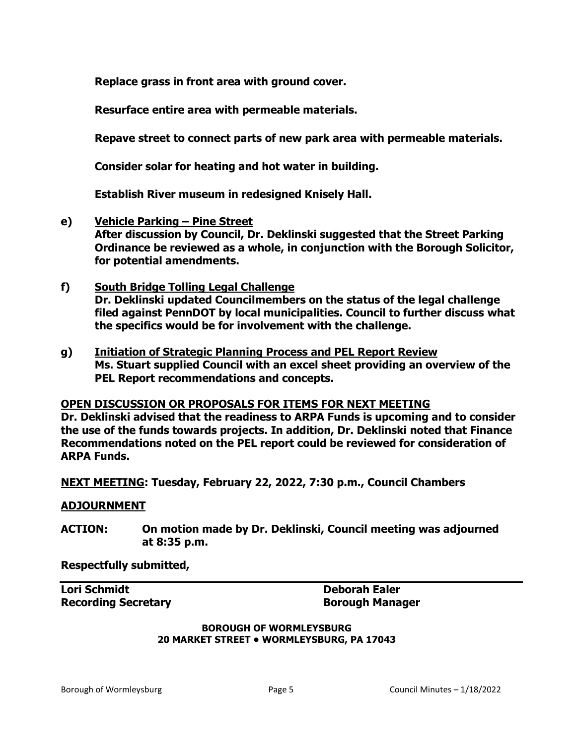**Replace grass in front area with ground cover.**

**Resurface entire area with permeable materials.**

**Repave street to connect parts of new park area with permeable materials.**

**Consider solar for heating and hot water in building.**

**Establish River museum in redesigned Knisely Hall.**

**e) <u>Vehicle Parking – Pine Street</u>**
**After discussion by Council, Dr. Deklinski suggested that the Street Parking Ordinance be reviewed as a whole, in conjunction with the Borough Solicitor, for potential amendments.**

**f) <u>South Bridge Tolling Legal Challenge</u>**
**Dr. Deklinski updated Councilmembers on the status of the legal challenge filed against PennDOT by local municipalities. Council to further discuss what the specifics would be for involvement with the challenge.**

**g) <u>Initiation of Strategic Planning Process and PEL Report Review</u>**
**Ms. Stuart supplied Council with an excel sheet providing an overview of the PEL Report recommendations and concepts.**

**<u>OPEN DISCUSSION OR PROPOSALS FOR ITEMS FOR NEXT MEETING</u>**
**Dr. Deklinski advised that the readiness to ARPA Funds is upcoming and to consider the use of the funds towards projects. In addition, Dr. Deklinski noted that Finance Recommendations noted on the PEL report could be reviewed for consideration of ARPA Funds.**

**<u>NEXT MEETING</u>: Tuesday, February 22, 2022, 7:30 p.m., Council Chambers**

**<u>ADJOURNMENT</u>**

**ACTION: On motion made by Dr. Deklinski, Council meeting was adjourned at 8:35 p.m.**

**Respectfully submitted,**

| | |
|---|---|
| **Lori Schmidt** | **Deborah Ealer** |
| **Recording Secretary** | **Borough Manager** |

**BOROUGH OF WORMLEYSBURG**
**20 MARKET STREET • WORMLEYSBURG, PA 17043**